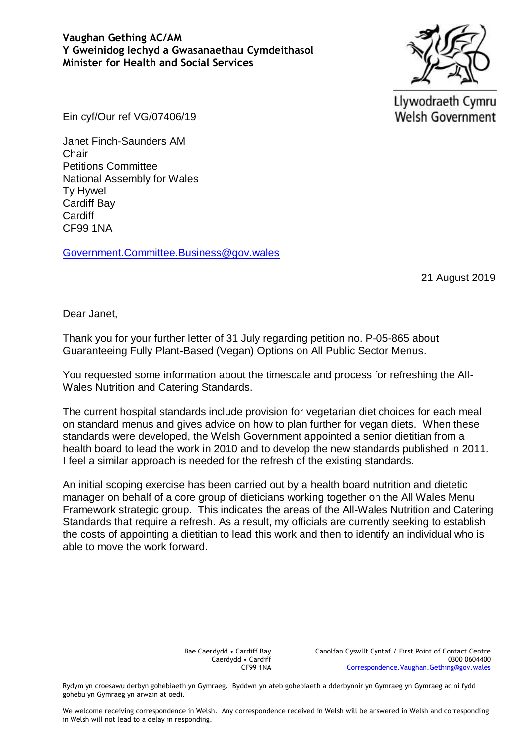**Vaughan Gething AC/AM**
**Y Gweinidog Iechyd a Gwasanaethau Cymdeithasol**
**Minister for Health and Social Services**

Llywodraeth Cymru
Welsh Government

Ein cyf/Our ref VG/07406/19

Janet Finch-Saunders AM
Chair
Petitions Committee
National Assembly for Wales
Ty Hywel
Cardiff Bay
Cardiff
CF99 1NA

Government.Committee.Business@gov.wales

21 August 2019

Dear Janet,

Thank you for your further letter of 31 July regarding petition no. P-05-865 about Guaranteeing Fully Plant-Based (Vegan) Options on All Public Sector Menus.

You requested some information about the timescale and process for refreshing the All-Wales Nutrition and Catering Standards.

The current hospital standards include provision for vegetarian diet choices for each meal on standard menus and gives advice on how to plan further for vegan diets. When these standards were developed, the Welsh Government appointed a senior dietitian from a health board to lead the work in 2010 and to develop the new standards published in 2011. I feel a similar approach is needed for the refresh of the existing standards.

An initial scoping exercise has been carried out by a health board nutrition and dietetic manager on behalf of a core group of dieticians working together on the All Wales Menu Framework strategic group. This indicates the areas of the All-Wales Nutrition and Catering Standards that require a refresh. As a result, my officials are currently seeking to establish the costs of appointing a dietitian to lead this work and then to identify an individual who is able to move the work forward.

Bae Caerdydd • Cardiff Bay
Caerdydd • Cardiff
CF99 1NA

Canolfan Cyswllt Cyntaf / First Point of Contact Centre
0300 0604400
Correspondence.Vaughan.Gething@gov.wales

Rydym yn croesawu derbyn gohebiaeth yn Gymraeg. Byddwn yn ateb gohebiaeth a dderbynnir yn Gymraeg yn Gymraeg ac ni fydd gohebu yn Gymraeg yn arwain at oedi.

We welcome receiving correspondence in Welsh. Any correspondence received in Welsh will be answered in Welsh and corresponding in Welsh will not lead to a delay in responding.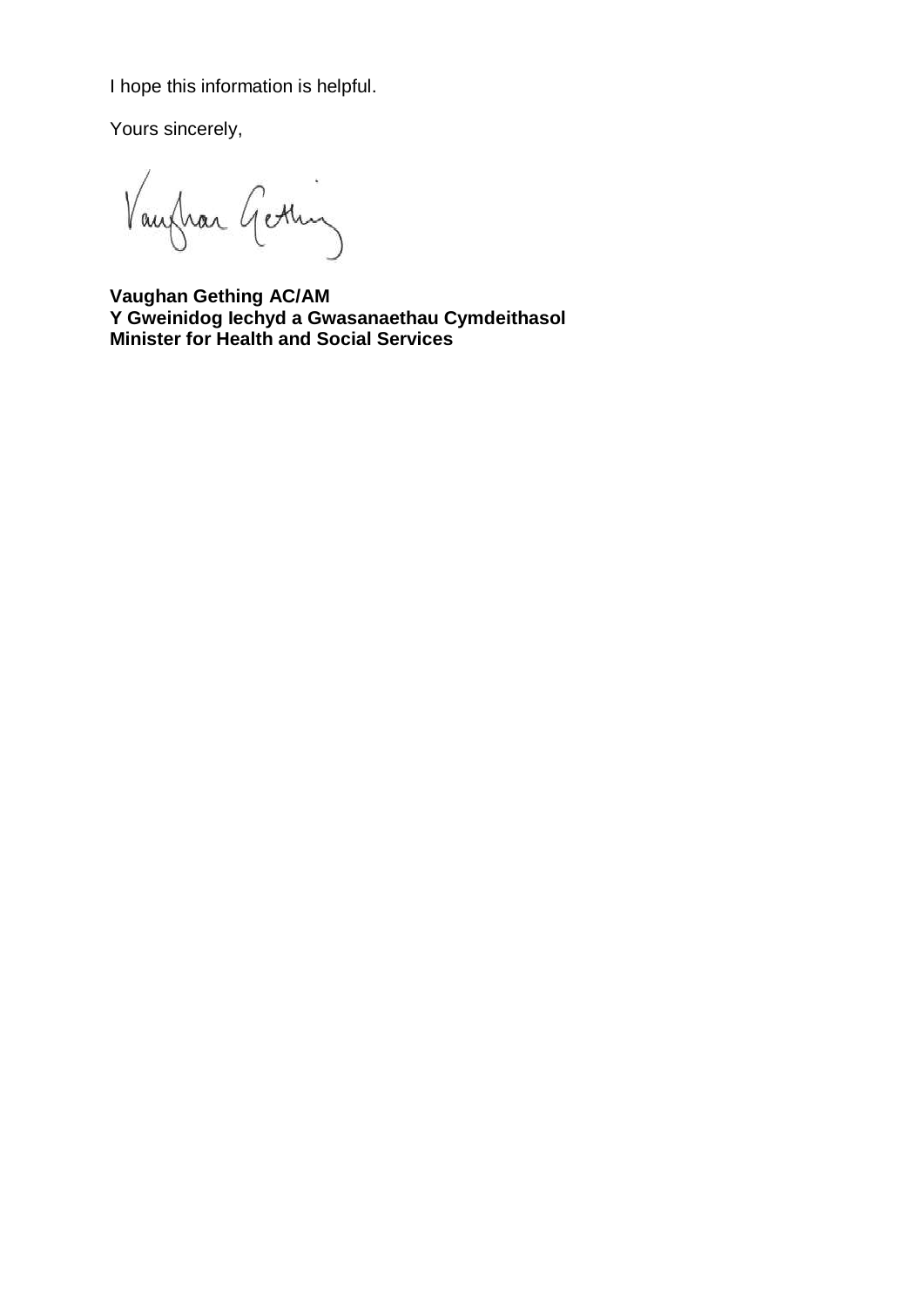I hope this information is helpful.

Yours sincerely,

**Vaughan Gething AC/AM**
**Y Gweinidog Iechyd a Gwasanaethau Cymdeithasol**
**Minister for Health and Social Services**